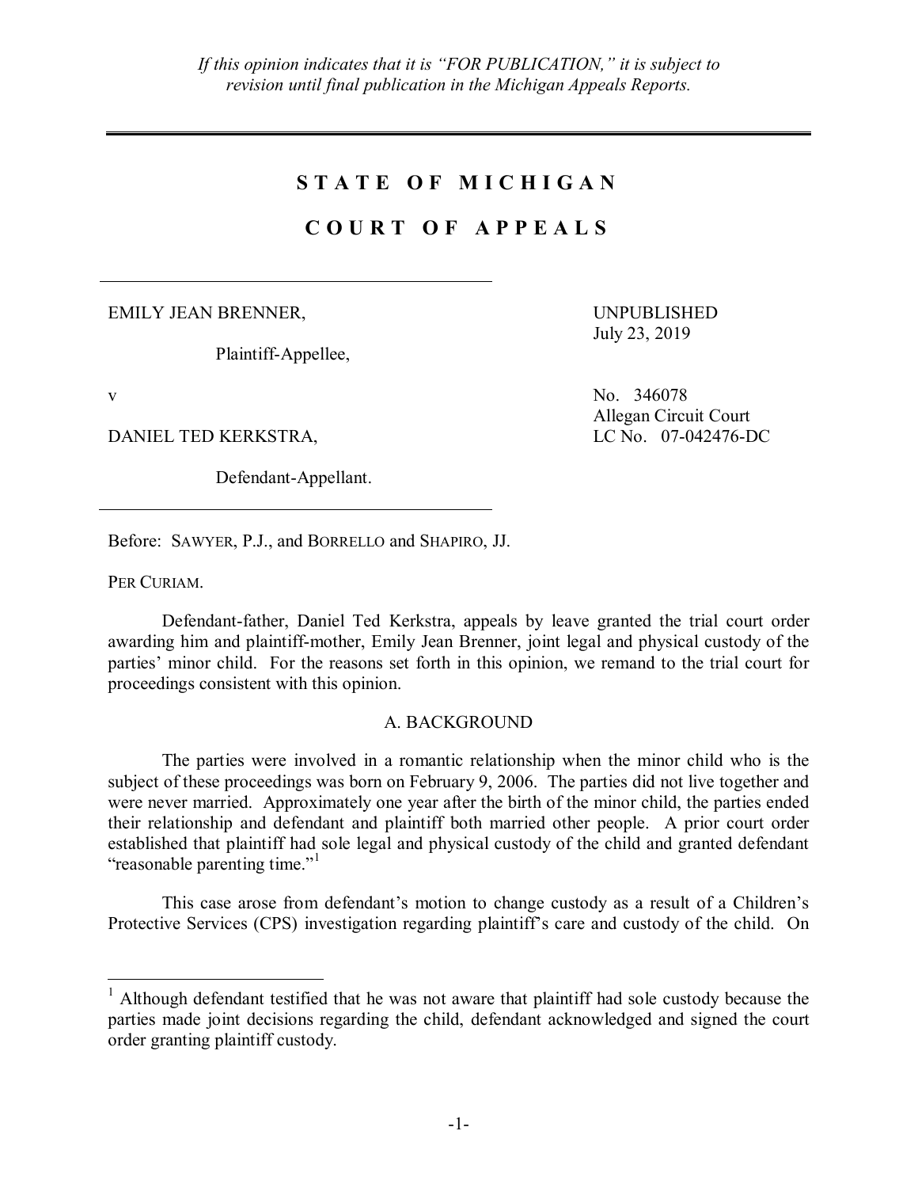*If this opinion indicates that it is "FOR PUBLICATION," it is subject to revision until final publication in the Michigan Appeals Reports.*

---

# STATE OF MICHIGAN

# COURT OF APPEALS

---

EMILY JEAN BRENNER,

Plaintiff-Appellee,

v

DANIEL TED KERKSTRA,

Defendant-Appellant.

---

UNPUBLISHED
July 23, 2019

No. 346078
Allegan Circuit Court
LC No. 07-042476-DC

Before: SAWYER, P.J., and BORRELLO and SHAPIRO, JJ.

PER CURIAM.

Defendant-father, Daniel Ted Kerkstra, appeals by leave granted the trial court order awarding him and plaintiff-mother, Emily Jean Brenner, joint legal and physical custody of the parties' minor child. For the reasons set forth in this opinion, we remand to the trial court for proceedings consistent with this opinion.

## A. BACKGROUND

The parties were involved in a romantic relationship when the minor child who is the subject of these proceedings was born on February 9, 2006. The parties did not live together and were never married. Approximately one year after the birth of the minor child, the parties ended their relationship and defendant and plaintiff both married other people. A prior court order established that plaintiff had sole legal and physical custody of the child and granted defendant "reasonable parenting time."[1]

This case arose from defendant's motion to change custody as a result of a Children's Protective Services (CPS) investigation regarding plaintiff's care and custody of the child. On

---

[1] Although defendant testified that he was not aware that plaintiff had sole custody because the parties made joint decisions regarding the child, defendant acknowledged and signed the court order granting plaintiff custody.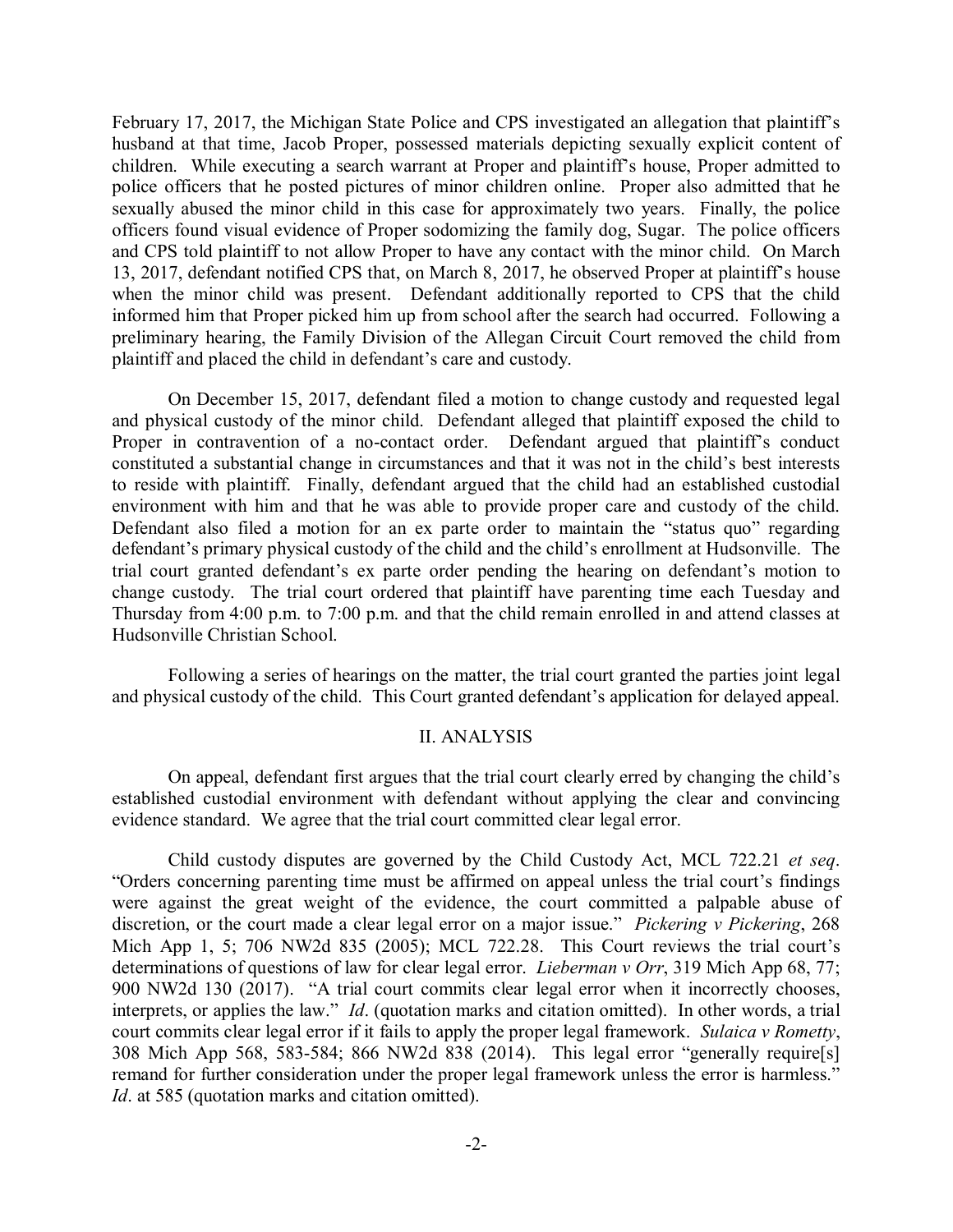February 17, 2017, the Michigan State Police and CPS investigated an allegation that plaintiff's husband at that time, Jacob Proper, possessed materials depicting sexually explicit content of children. While executing a search warrant at Proper and plaintiff's house, Proper admitted to police officers that he posted pictures of minor children online. Proper also admitted that he sexually abused the minor child in this case for approximately two years. Finally, the police officers found visual evidence of Proper sodomizing the family dog, Sugar. The police officers and CPS told plaintiff to not allow Proper to have any contact with the minor child. On March 13, 2017, defendant notified CPS that, on March 8, 2017, he observed Proper at plaintiff's house when the minor child was present. Defendant additionally reported to CPS that the child informed him that Proper picked him up from school after the search had occurred. Following a preliminary hearing, the Family Division of the Allegan Circuit Court removed the child from plaintiff and placed the child in defendant's care and custody.

On December 15, 2017, defendant filed a motion to change custody and requested legal and physical custody of the minor child. Defendant alleged that plaintiff exposed the child to Proper in contravention of a no-contact order. Defendant argued that plaintiff's conduct constituted a substantial change in circumstances and that it was not in the child's best interests to reside with plaintiff. Finally, defendant argued that the child had an established custodial environment with him and that he was able to provide proper care and custody of the child. Defendant also filed a motion for an ex parte order to maintain the "status quo" regarding defendant's primary physical custody of the child and the child's enrollment at Hudsonville. The trial court granted defendant's ex parte order pending the hearing on defendant's motion to change custody. The trial court ordered that plaintiff have parenting time each Tuesday and Thursday from 4:00 p.m. to 7:00 p.m. and that the child remain enrolled in and attend classes at Hudsonville Christian School.

Following a series of hearings on the matter, the trial court granted the parties joint legal and physical custody of the child. This Court granted defendant's application for delayed appeal.

## II. ANALYSIS

On appeal, defendant first argues that the trial court clearly erred by changing the child's established custodial environment with defendant without applying the clear and convincing evidence standard. We agree that the trial court committed clear legal error.

Child custody disputes are governed by the Child Custody Act, MCL 722.21 *et seq*. "Orders concerning parenting time must be affirmed on appeal unless the trial court's findings were against the great weight of the evidence, the court committed a palpable abuse of discretion, or the court made a clear legal error on a major issue." *Pickering v Pickering*, 268 Mich App 1, 5; 706 NW2d 835 (2005); MCL 722.28. This Court reviews the trial court's determinations of questions of law for clear legal error. *Lieberman v Orr*, 319 Mich App 68, 77; 900 NW2d 130 (2017). "A trial court commits clear legal error when it incorrectly chooses, interprets, or applies the law." *Id*. (quotation marks and citation omitted). In other words, a trial court commits clear legal error if it fails to apply the proper legal framework. *Sulaica v Rometty*, 308 Mich App 568, 583-584; 866 NW2d 838 (2014). This legal error "generally require[s] remand for further consideration under the proper legal framework unless the error is harmless." *Id*. at 585 (quotation marks and citation omitted).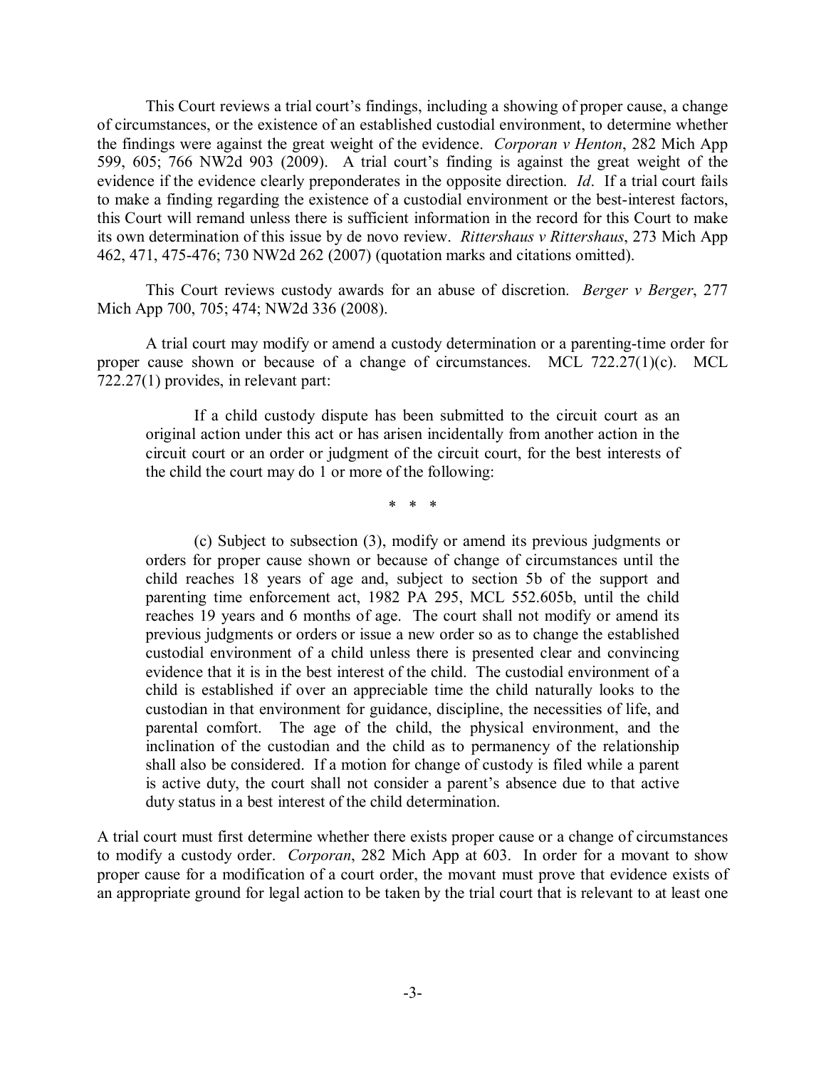This Court reviews a trial court's findings, including a showing of proper cause, a change of circumstances, or the existence of an established custodial environment, to determine whether the findings were against the great weight of the evidence. *Corporan v Henton*, 282 Mich App 599, 605; 766 NW2d 903 (2009). A trial court's finding is against the great weight of the evidence if the evidence clearly preponderates in the opposite direction. *Id*. If a trial court fails to make a finding regarding the existence of a custodial environment or the best-interest factors, this Court will remand unless there is sufficient information in the record for this Court to make its own determination of this issue by de novo review. *Rittershaus v Rittershaus*, 273 Mich App 462, 471, 475-476; 730 NW2d 262 (2007) (quotation marks and citations omitted).

This Court reviews custody awards for an abuse of discretion. *Berger v Berger*, 277 Mich App 700, 705; 474; NW2d 336 (2008).

A trial court may modify or amend a custody determination or a parenting-time order for proper cause shown or because of a change of circumstances. MCL 722.27(1)(c). MCL 722.27(1) provides, in relevant part:

> If a child custody dispute has been submitted to the circuit court as an original action under this act or has arisen incidentally from another action in the circuit court or an order or judgment of the circuit court, for the best interests of the child the court may do 1 or more of the following:
>
> \* \* \*
>
> (c) Subject to subsection (3), modify or amend its previous judgments or orders for proper cause shown or because of change of circumstances until the child reaches 18 years of age and, subject to section 5b of the support and parenting time enforcement act, 1982 PA 295, MCL 552.605b, until the child reaches 19 years and 6 months of age. The court shall not modify or amend its previous judgments or orders or issue a new order so as to change the established custodial environment of a child unless there is presented clear and convincing evidence that it is in the best interest of the child. The custodial environment of a child is established if over an appreciable time the child naturally looks to the custodian in that environment for guidance, discipline, the necessities of life, and parental comfort. The age of the child, the physical environment, and the inclination of the custodian and the child as to permanency of the relationship shall also be considered. If a motion for change of custody is filed while a parent is active duty, the court shall not consider a parent's absence due to that active duty status in a best interest of the child determination.

A trial court must first determine whether there exists proper cause or a change of circumstances to modify a custody order. *Corporan*, 282 Mich App at 603. In order for a movant to show proper cause for a modification of a court order, the movant must prove that evidence exists of an appropriate ground for legal action to be taken by the trial court that is relevant to at least one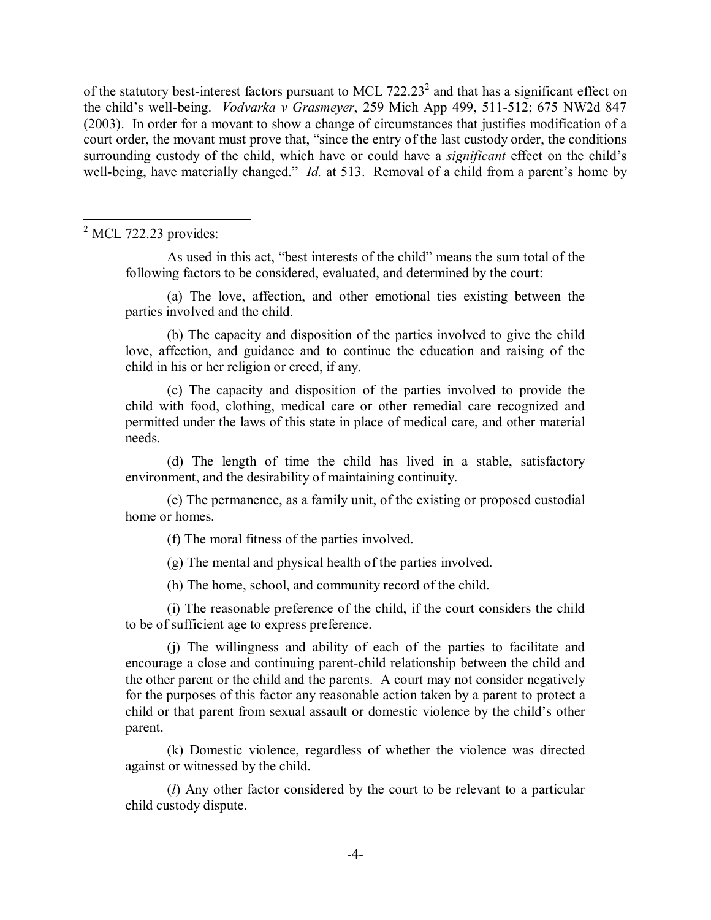of the statutory best-interest factors pursuant to MCL 722.23[2] and that has a significant effect on the child's well-being. *Vodvarka v Grasmeyer*, 259 Mich App 499, 511-512; 675 NW2d 847 (2003). In order for a movant to show a change of circumstances that justifies modification of a court order, the movant must prove that, "since the entry of the last custody order, the conditions surrounding custody of the child, which have or could have a *significant* effect on the child's well-being, have materially changed." *Id.* at 513. Removal of a child from a parent's home by

---

[2] MCL 722.23 provides:

> As used in this act, "best interests of the child" means the sum total of the following factors to be considered, evaluated, and determined by the court:
>
> (a) The love, affection, and other emotional ties existing between the parties involved and the child.
>
> (b) The capacity and disposition of the parties involved to give the child love, affection, and guidance and to continue the education and raising of the child in his or her religion or creed, if any.
>
> (c) The capacity and disposition of the parties involved to provide the child with food, clothing, medical care or other remedial care recognized and permitted under the laws of this state in place of medical care, and other material needs.
>
> (d) The length of time the child has lived in a stable, satisfactory environment, and the desirability of maintaining continuity.
>
> (e) The permanence, as a family unit, of the existing or proposed custodial home or homes.
>
> (f) The moral fitness of the parties involved.
>
> (g) The mental and physical health of the parties involved.
>
> (h) The home, school, and community record of the child.
>
> (i) The reasonable preference of the child, if the court considers the child to be of sufficient age to express preference.
>
> (j) The willingness and ability of each of the parties to facilitate and encourage a close and continuing parent-child relationship between the child and the other parent or the child and the parents. A court may not consider negatively for the purposes of this factor any reasonable action taken by a parent to protect a child or that parent from sexual assault or domestic violence by the child's other parent.
>
> (k) Domestic violence, regardless of whether the violence was directed against or witnessed by the child.
>
> (*l*) Any other factor considered by the court to be relevant to a particular child custody dispute.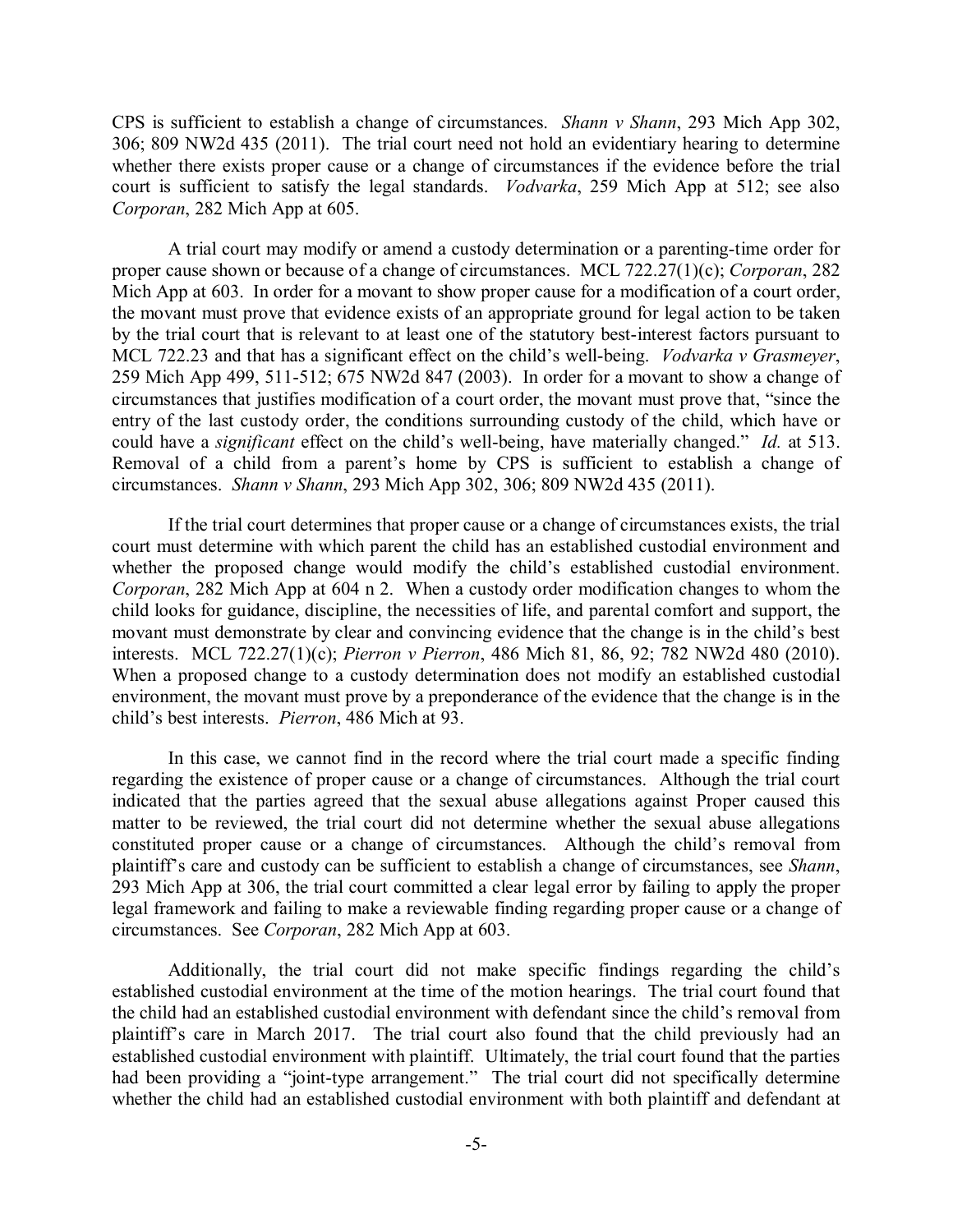CPS is sufficient to establish a change of circumstances. *Shann v Shann*, 293 Mich App 302, 306; 809 NW2d 435 (2011). The trial court need not hold an evidentiary hearing to determine whether there exists proper cause or a change of circumstances if the evidence before the trial court is sufficient to satisfy the legal standards. *Vodvarka*, 259 Mich App at 512; see also *Corporan*, 282 Mich App at 605.

A trial court may modify or amend a custody determination or a parenting-time order for proper cause shown or because of a change of circumstances. MCL 722.27(1)(c); *Corporan*, 282 Mich App at 603. In order for a movant to show proper cause for a modification of a court order, the movant must prove that evidence exists of an appropriate ground for legal action to be taken by the trial court that is relevant to at least one of the statutory best-interest factors pursuant to MCL 722.23 and that has a significant effect on the child's well-being. *Vodvarka v Grasmeyer*, 259 Mich App 499, 511-512; 675 NW2d 847 (2003). In order for a movant to show a change of circumstances that justifies modification of a court order, the movant must prove that, "since the entry of the last custody order, the conditions surrounding custody of the child, which have or could have a *significant* effect on the child's well-being, have materially changed." *Id.* at 513. Removal of a child from a parent's home by CPS is sufficient to establish a change of circumstances. *Shann v Shann*, 293 Mich App 302, 306; 809 NW2d 435 (2011).

If the trial court determines that proper cause or a change of circumstances exists, the trial court must determine with which parent the child has an established custodial environment and whether the proposed change would modify the child's established custodial environment. *Corporan*, 282 Mich App at 604 n 2. When a custody order modification changes to whom the child looks for guidance, discipline, the necessities of life, and parental comfort and support, the movant must demonstrate by clear and convincing evidence that the change is in the child's best interests. MCL 722.27(1)(c); *Pierron v Pierron*, 486 Mich 81, 86, 92; 782 NW2d 480 (2010). When a proposed change to a custody determination does not modify an established custodial environment, the movant must prove by a preponderance of the evidence that the change is in the child's best interests. *Pierron*, 486 Mich at 93.

In this case, we cannot find in the record where the trial court made a specific finding regarding the existence of proper cause or a change of circumstances. Although the trial court indicated that the parties agreed that the sexual abuse allegations against Proper caused this matter to be reviewed, the trial court did not determine whether the sexual abuse allegations constituted proper cause or a change of circumstances. Although the child's removal from plaintiff's care and custody can be sufficient to establish a change of circumstances, see *Shann*, 293 Mich App at 306, the trial court committed a clear legal error by failing to apply the proper legal framework and failing to make a reviewable finding regarding proper cause or a change of circumstances. See *Corporan*, 282 Mich App at 603.

Additionally, the trial court did not make specific findings regarding the child's established custodial environment at the time of the motion hearings. The trial court found that the child had an established custodial environment with defendant since the child's removal from plaintiff's care in March 2017. The trial court also found that the child previously had an established custodial environment with plaintiff. Ultimately, the trial court found that the parties had been providing a "joint-type arrangement." The trial court did not specifically determine whether the child had an established custodial environment with both plaintiff and defendant at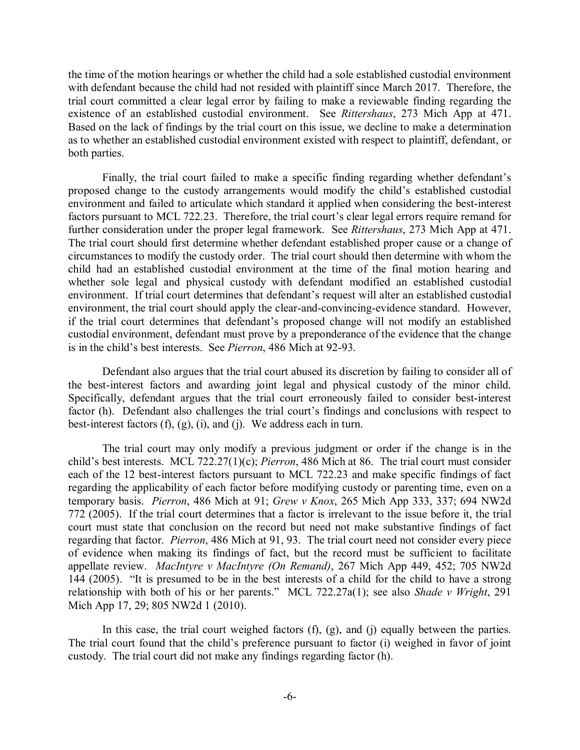the time of the motion hearings or whether the child had a sole established custodial environment with defendant because the child had not resided with plaintiff since March 2017. Therefore, the trial court committed a clear legal error by failing to make a reviewable finding regarding the existence of an established custodial environment. See *Rittershaus*, 273 Mich App at 471. Based on the lack of findings by the trial court on this issue, we decline to make a determination as to whether an established custodial environment existed with respect to plaintiff, defendant, or both parties.

Finally, the trial court failed to make a specific finding regarding whether defendant's proposed change to the custody arrangements would modify the child's established custodial environment and failed to articulate which standard it applied when considering the best-interest factors pursuant to MCL 722.23. Therefore, the trial court's clear legal errors require remand for further consideration under the proper legal framework. See *Rittershaus*, 273 Mich App at 471. The trial court should first determine whether defendant established proper cause or a change of circumstances to modify the custody order. The trial court should then determine with whom the child had an established custodial environment at the time of the final motion hearing and whether sole legal and physical custody with defendant modified an established custodial environment. If trial court determines that defendant's request will alter an established custodial environment, the trial court should apply the clear-and-convincing-evidence standard. However, if the trial court determines that defendant's proposed change will not modify an established custodial environment, defendant must prove by a preponderance of the evidence that the change is in the child's best interests. See *Pierron*, 486 Mich at 92-93.

Defendant also argues that the trial court abused its discretion by failing to consider all of the best-interest factors and awarding joint legal and physical custody of the minor child. Specifically, defendant argues that the trial court erroneously failed to consider best-interest factor (h). Defendant also challenges the trial court's findings and conclusions with respect to best-interest factors (f), (g), (i), and (j). We address each in turn.

The trial court may only modify a previous judgment or order if the change is in the child's best interests. MCL 722.27(1)(c); *Pierron*, 486 Mich at 86. The trial court must consider each of the 12 best-interest factors pursuant to MCL 722.23 and make specific findings of fact regarding the applicability of each factor before modifying custody or parenting time, even on a temporary basis. *Pierron*, 486 Mich at 91; *Grew v Knox*, 265 Mich App 333, 337; 694 NW2d 772 (2005). If the trial court determines that a factor is irrelevant to the issue before it, the trial court must state that conclusion on the record but need not make substantive findings of fact regarding that factor. *Pierron*, 486 Mich at 91, 93. The trial court need not consider every piece of evidence when making its findings of fact, but the record must be sufficient to facilitate appellate review. *MacIntyre v MacIntyre (On Remand)*, 267 Mich App 449, 452; 705 NW2d 144 (2005). "It is presumed to be in the best interests of a child for the child to have a strong relationship with both of his or her parents." MCL 722.27a(1); see also *Shade v Wright*, 291 Mich App 17, 29; 805 NW2d 1 (2010).

In this case, the trial court weighed factors (f), (g), and (j) equally between the parties. The trial court found that the child's preference pursuant to factor (i) weighed in favor of joint custody. The trial court did not make any findings regarding factor (h).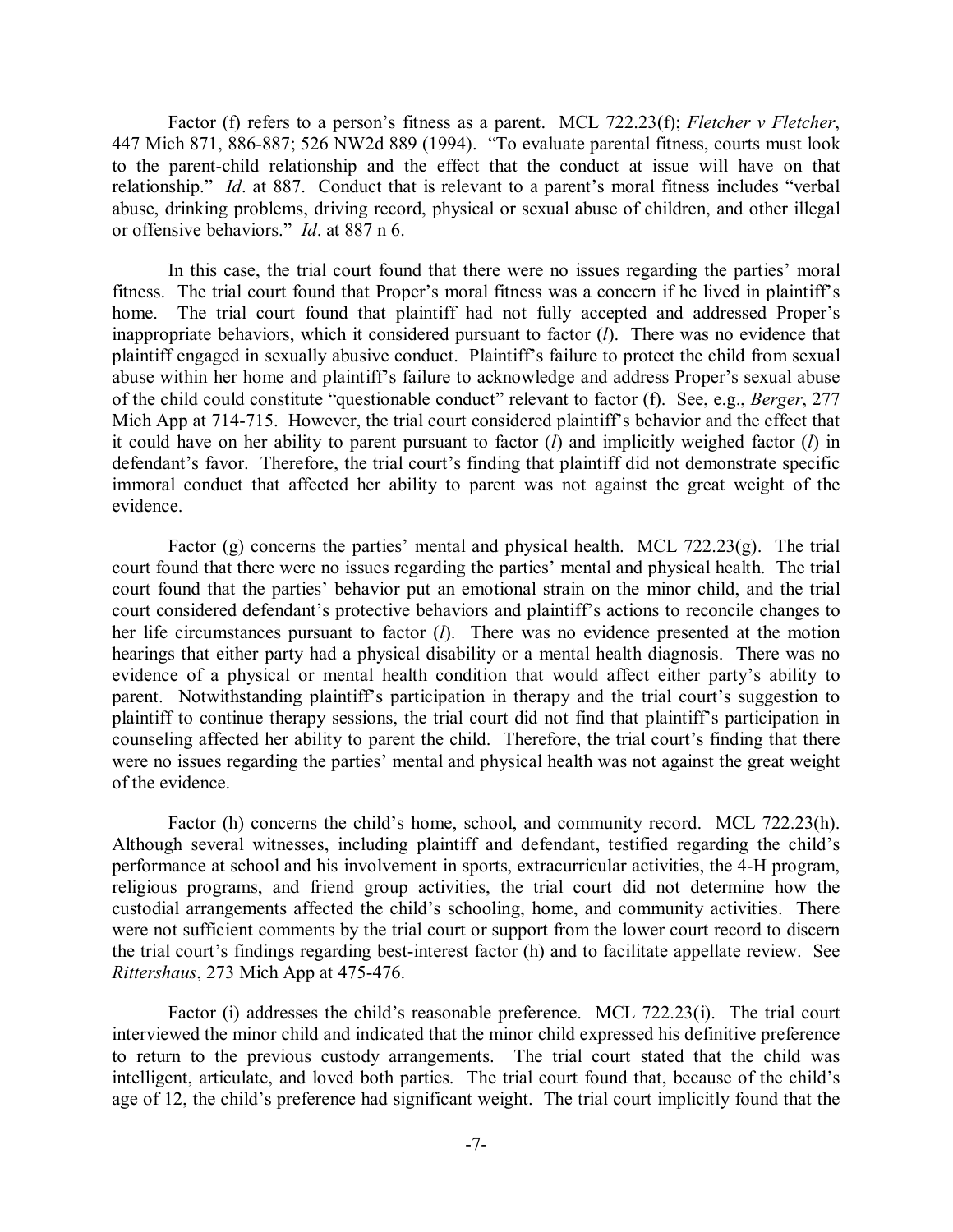Factor (f) refers to a person's fitness as a parent. MCL 722.23(f); *Fletcher v Fletcher*, 447 Mich 871, 886-887; 526 NW2d 889 (1994). "To evaluate parental fitness, courts must look to the parent-child relationship and the effect that the conduct at issue will have on that relationship." *Id*. at 887. Conduct that is relevant to a parent's moral fitness includes "verbal abuse, drinking problems, driving record, physical or sexual abuse of children, and other illegal or offensive behaviors." *Id*. at 887 n 6.

In this case, the trial court found that there were no issues regarding the parties' moral fitness. The trial court found that Proper's moral fitness was a concern if he lived in plaintiff's home. The trial court found that plaintiff had not fully accepted and addressed Proper's inappropriate behaviors, which it considered pursuant to factor (*l*). There was no evidence that plaintiff engaged in sexually abusive conduct. Plaintiff's failure to protect the child from sexual abuse within her home and plaintiff's failure to acknowledge and address Proper's sexual abuse of the child could constitute "questionable conduct" relevant to factor (f). See, e.g., *Berger*, 277 Mich App at 714-715. However, the trial court considered plaintiff's behavior and the effect that it could have on her ability to parent pursuant to factor (*l*) and implicitly weighed factor (*l*) in defendant's favor. Therefore, the trial court's finding that plaintiff did not demonstrate specific immoral conduct that affected her ability to parent was not against the great weight of the evidence.

Factor (g) concerns the parties' mental and physical health. MCL 722.23(g). The trial court found that there were no issues regarding the parties' mental and physical health. The trial court found that the parties' behavior put an emotional strain on the minor child, and the trial court considered defendant's protective behaviors and plaintiff's actions to reconcile changes to her life circumstances pursuant to factor (*l*). There was no evidence presented at the motion hearings that either party had a physical disability or a mental health diagnosis. There was no evidence of a physical or mental health condition that would affect either party's ability to parent. Notwithstanding plaintiff's participation in therapy and the trial court's suggestion to plaintiff to continue therapy sessions, the trial court did not find that plaintiff's participation in counseling affected her ability to parent the child. Therefore, the trial court's finding that there were no issues regarding the parties' mental and physical health was not against the great weight of the evidence.

Factor (h) concerns the child's home, school, and community record. MCL 722.23(h). Although several witnesses, including plaintiff and defendant, testified regarding the child's performance at school and his involvement in sports, extracurricular activities, the 4-H program, religious programs, and friend group activities, the trial court did not determine how the custodial arrangements affected the child's schooling, home, and community activities. There were not sufficient comments by the trial court or support from the lower court record to discern the trial court's findings regarding best-interest factor (h) and to facilitate appellate review. See *Rittershaus*, 273 Mich App at 475-476.

Factor (i) addresses the child's reasonable preference. MCL 722.23(i). The trial court interviewed the minor child and indicated that the minor child expressed his definitive preference to return to the previous custody arrangements. The trial court stated that the child was intelligent, articulate, and loved both parties. The trial court found that, because of the child's age of 12, the child's preference had significant weight. The trial court implicitly found that the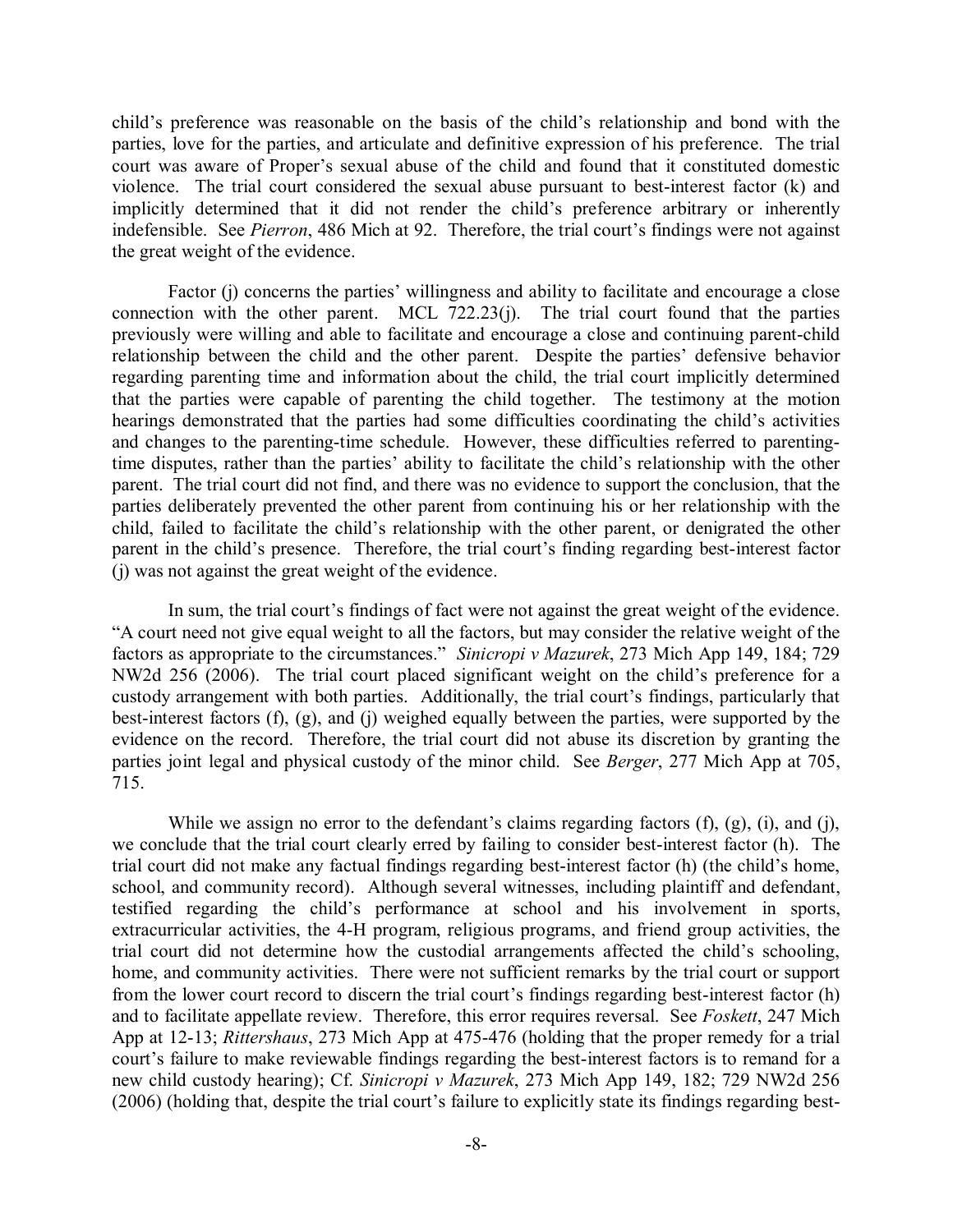child's preference was reasonable on the basis of the child's relationship and bond with the parties, love for the parties, and articulate and definitive expression of his preference. The trial court was aware of Proper's sexual abuse of the child and found that it constituted domestic violence. The trial court considered the sexual abuse pursuant to best-interest factor (k) and implicitly determined that it did not render the child's preference arbitrary or inherently indefensible. See *Pierron*, 486 Mich at 92. Therefore, the trial court's findings were not against the great weight of the evidence.

Factor (j) concerns the parties' willingness and ability to facilitate and encourage a close connection with the other parent. MCL 722.23(j). The trial court found that the parties previously were willing and able to facilitate and encourage a close and continuing parent-child relationship between the child and the other parent. Despite the parties' defensive behavior regarding parenting time and information about the child, the trial court implicitly determined that the parties were capable of parenting the child together. The testimony at the motion hearings demonstrated that the parties had some difficulties coordinating the child's activities and changes to the parenting-time schedule. However, these difficulties referred to parenting-time disputes, rather than the parties' ability to facilitate the child's relationship with the other parent. The trial court did not find, and there was no evidence to support the conclusion, that the parties deliberately prevented the other parent from continuing his or her relationship with the child, failed to facilitate the child's relationship with the other parent, or denigrated the other parent in the child's presence. Therefore, the trial court's finding regarding best-interest factor (j) was not against the great weight of the evidence.

In sum, the trial court's findings of fact were not against the great weight of the evidence. "A court need not give equal weight to all the factors, but may consider the relative weight of the factors as appropriate to the circumstances." *Sinicropi v Mazurek*, 273 Mich App 149, 184; 729 NW2d 256 (2006). The trial court placed significant weight on the child's preference for a custody arrangement with both parties. Additionally, the trial court's findings, particularly that best-interest factors (f), (g), and (j) weighed equally between the parties, were supported by the evidence on the record. Therefore, the trial court did not abuse its discretion by granting the parties joint legal and physical custody of the minor child. See *Berger*, 277 Mich App at 705, 715.

While we assign no error to the defendant's claims regarding factors (f), (g), (i), and (j), we conclude that the trial court clearly erred by failing to consider best-interest factor (h). The trial court did not make any factual findings regarding best-interest factor (h) (the child's home, school, and community record). Although several witnesses, including plaintiff and defendant, testified regarding the child's performance at school and his involvement in sports, extracurricular activities, the 4-H program, religious programs, and friend group activities, the trial court did not determine how the custodial arrangements affected the child's schooling, home, and community activities. There were not sufficient remarks by the trial court or support from the lower court record to discern the trial court's findings regarding best-interest factor (h) and to facilitate appellate review. Therefore, this error requires reversal. See *Foskett*, 247 Mich App at 12-13; *Rittershaus*, 273 Mich App at 475-476 (holding that the proper remedy for a trial court's failure to make reviewable findings regarding the best-interest factors is to remand for a new child custody hearing); Cf. *Sinicropi v Mazurek*, 273 Mich App 149, 182; 729 NW2d 256 (2006) (holding that, despite the trial court's failure to explicitly state its findings regarding best-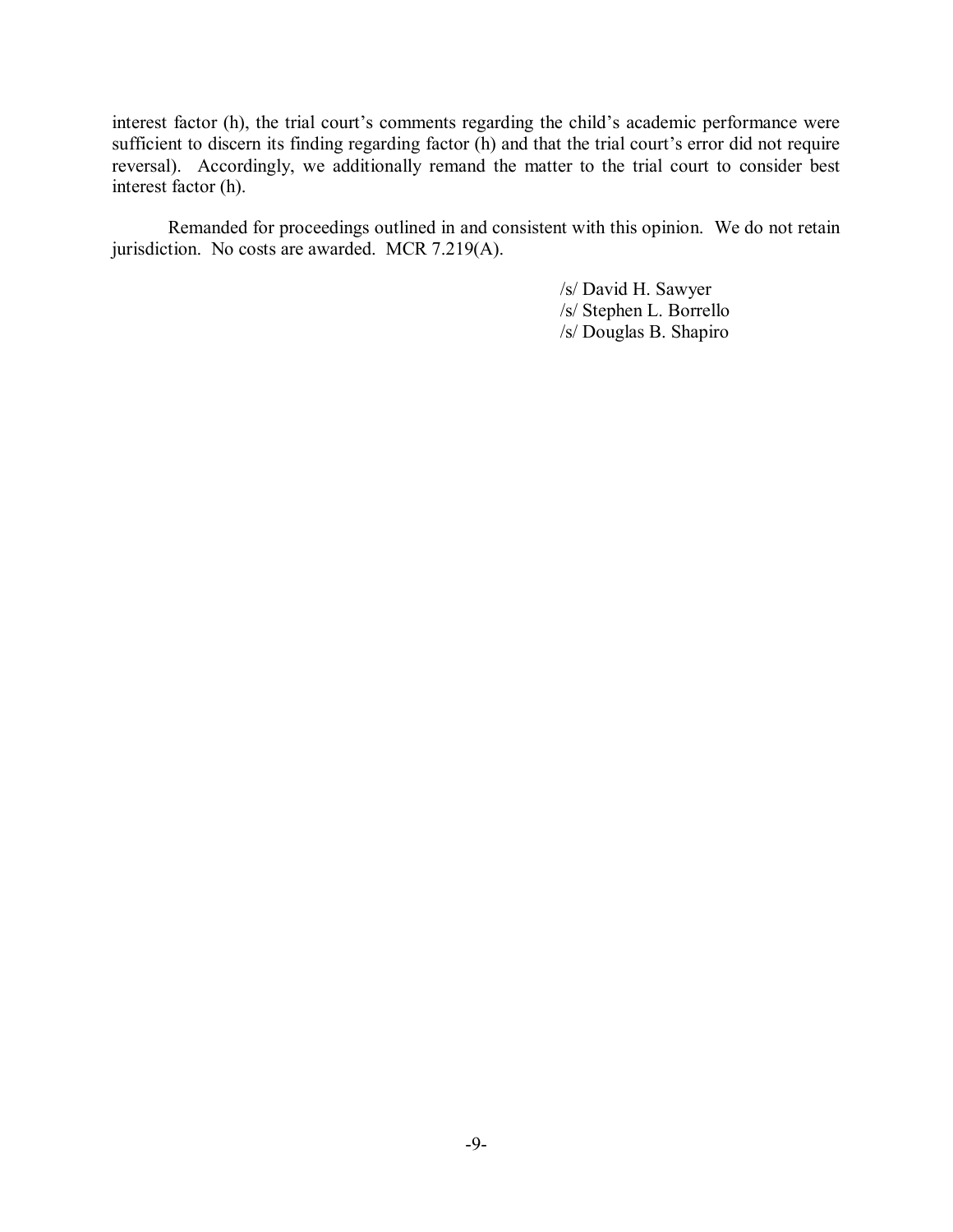interest factor (h), the trial court's comments regarding the child's academic performance were sufficient to discern its finding regarding factor (h) and that the trial court's error did not require reversal). Accordingly, we additionally remand the matter to the trial court to consider best interest factor (h).

Remanded for proceedings outlined in and consistent with this opinion. We do not retain jurisdiction. No costs are awarded. MCR 7.219(A).

/s/ David H. Sawyer  
/s/ Stephen L. Borrello  
/s/ Douglas B. Shapiro